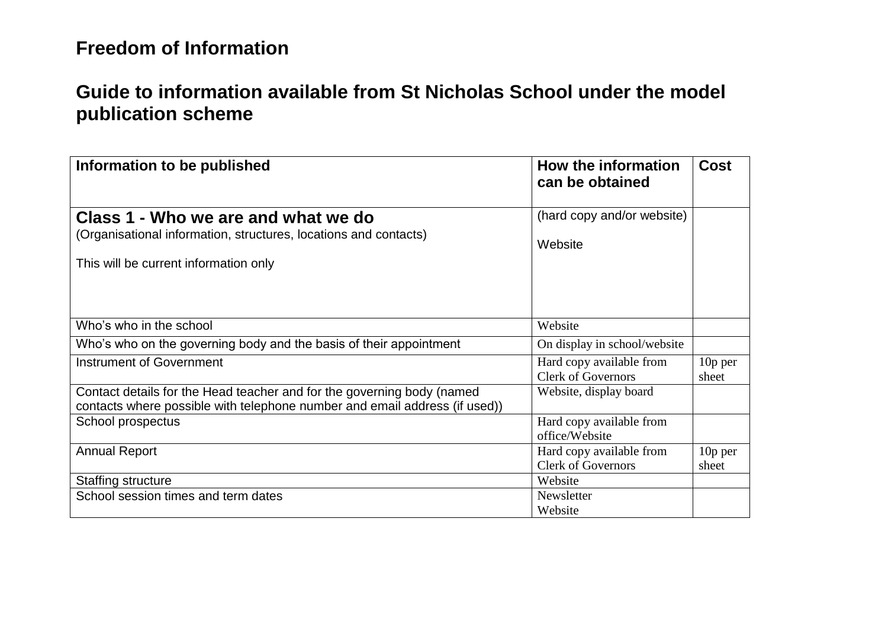# Freedom of Information

## Guide to information available from St Nicholas School under the model publication scheme

| Information to be published | How the information can be obtained | Cost |
|---|---|---|
| **Class 1 - Who we are and what we do**<br>(Organisational information, structures, locations and contacts)<br><br>This will be current information only | (hard copy and/or website)<br><br>Website | |
| Who's who in the school | Website | |
| Who's who on the governing body and the basis of their appointment | On display in school/website | |
| Instrument of Government | Hard copy available from Clerk of Governors | 10p per sheet |
| Contact details for the Head teacher and for the governing body (named contacts where possible with telephone number and email address (if used)) | Website, display board | |
| School prospectus | Hard copy available from office/Website | |
| Annual Report | Hard copy available from Clerk of Governors | 10p per sheet |
| Staffing structure | Website | |
| School session times and term dates | Newsletter<br>Website | |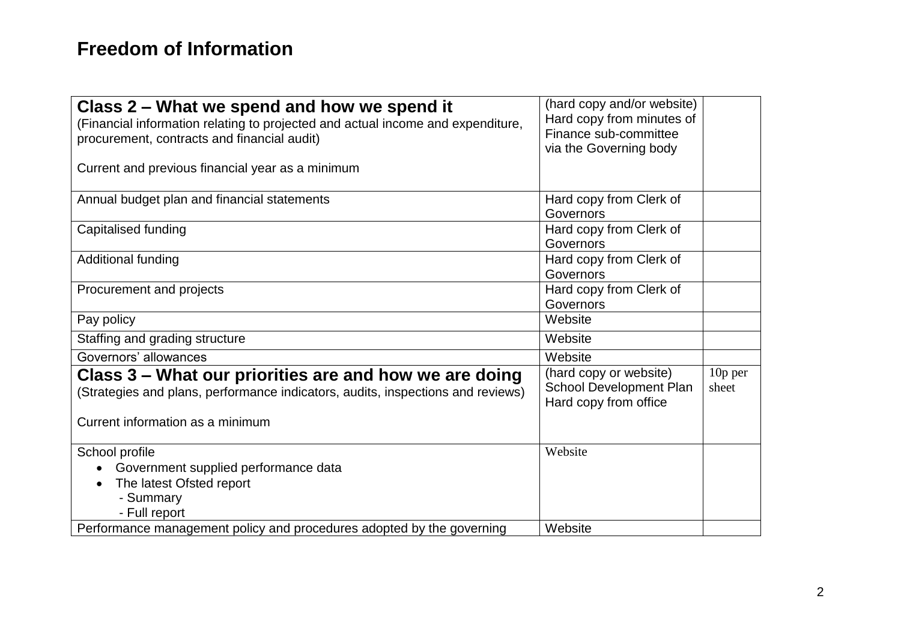# Freedom of Information

| **Class 2 – What we spend and how we spend it**<br>(Financial information relating to projected and actual income and expenditure, procurement, contracts and financial audit)<br><br>Current and previous financial year as a minimum | (hard copy and/or website)<br>Hard copy from minutes of Finance sub-committee via the Governing body | |
|---|---|---|
| Annual budget plan and financial statements | Hard copy from Clerk of Governors | |
| Capitalised funding | Hard copy from Clerk of Governors | |
| Additional funding | Hard copy from Clerk of Governors | |
| Procurement and projects | Hard copy from Clerk of Governors | |
| Pay policy | Website | |
| Staffing and grading structure | Website | |
| Governors' allowances | Website | |
| **Class 3 – What our priorities are and how we are doing**<br>(Strategies and plans, performance indicators, audits, inspections and reviews)<br><br>Current information as a minimum | (hard copy or website)<br>School Development Plan Hard copy from office | 10p per sheet |
| School profile<br>• Government supplied performance data<br>• The latest Ofsted report<br>- Summary<br>- Full report | Website | |
| Performance management policy and procedures adopted by the governing | Website | |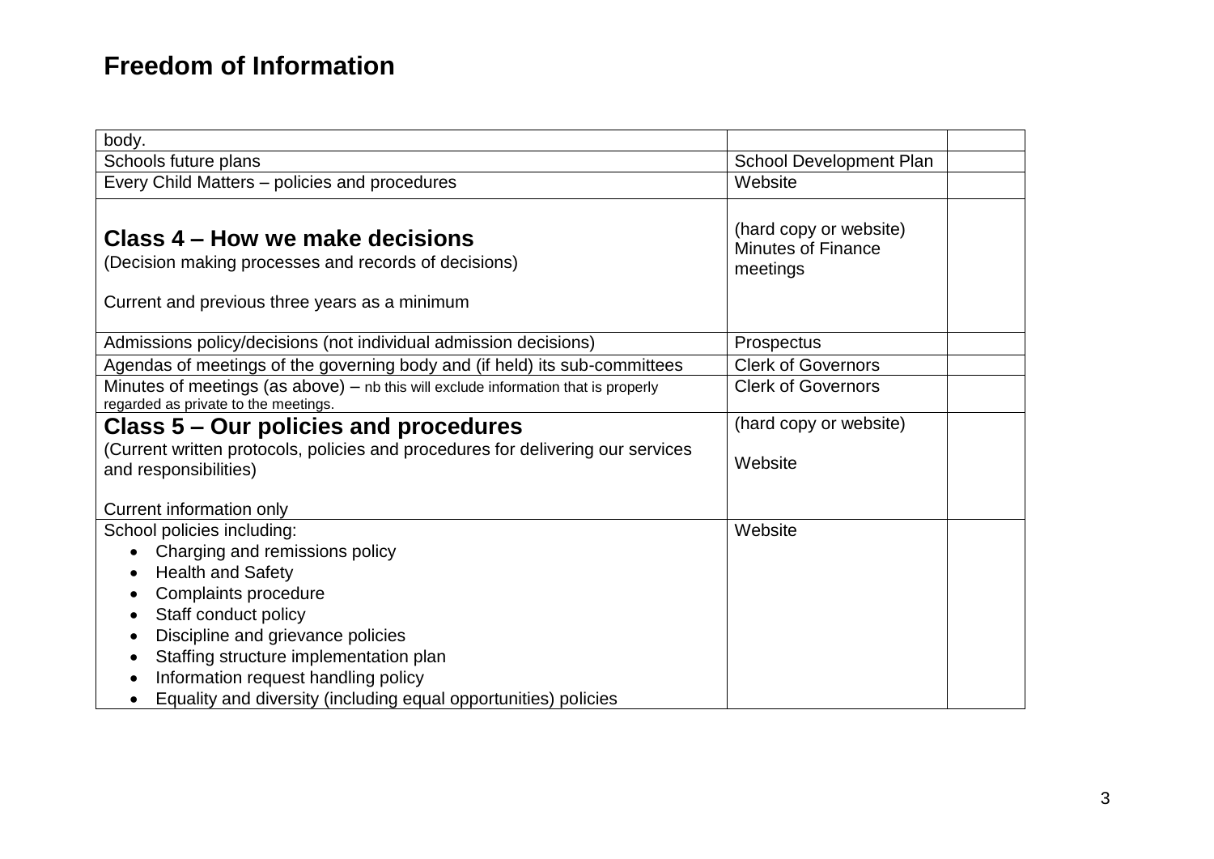# Freedom of Information

| body. | | |
|---|---|---|
| Schools future plans | School Development Plan | |
| Every Child Matters – policies and procedures | Website | |
| **Class 4 – How we make decisions**<br>(Decision making processes and records of decisions)<br><br>Current and previous three years as a minimum | (hard copy or website)<br>Minutes of Finance meetings | |
| Admissions policy/decisions (not individual admission decisions) | Prospectus | |
| Agendas of meetings of the governing body and (if held) its sub-committees | Clerk of Governors | |
| Minutes of meetings (as above) – nb this will exclude information that is properly regarded as private to the meetings. | Clerk of Governors | |
| **Class 5 – Our policies and procedures**<br>(Current written protocols, policies and procedures for delivering our services and responsibilities)<br><br>Current information only | (hard copy or website)<br><br>Website | |
| School policies including:<br>• Charging and remissions policy<br>• Health and Safety<br>• Complaints procedure<br>• Staff conduct policy<br>• Discipline and grievance policies<br>• Staffing structure implementation plan<br>• Information request handling policy<br>• Equality and diversity (including equal opportunities) policies | Website | |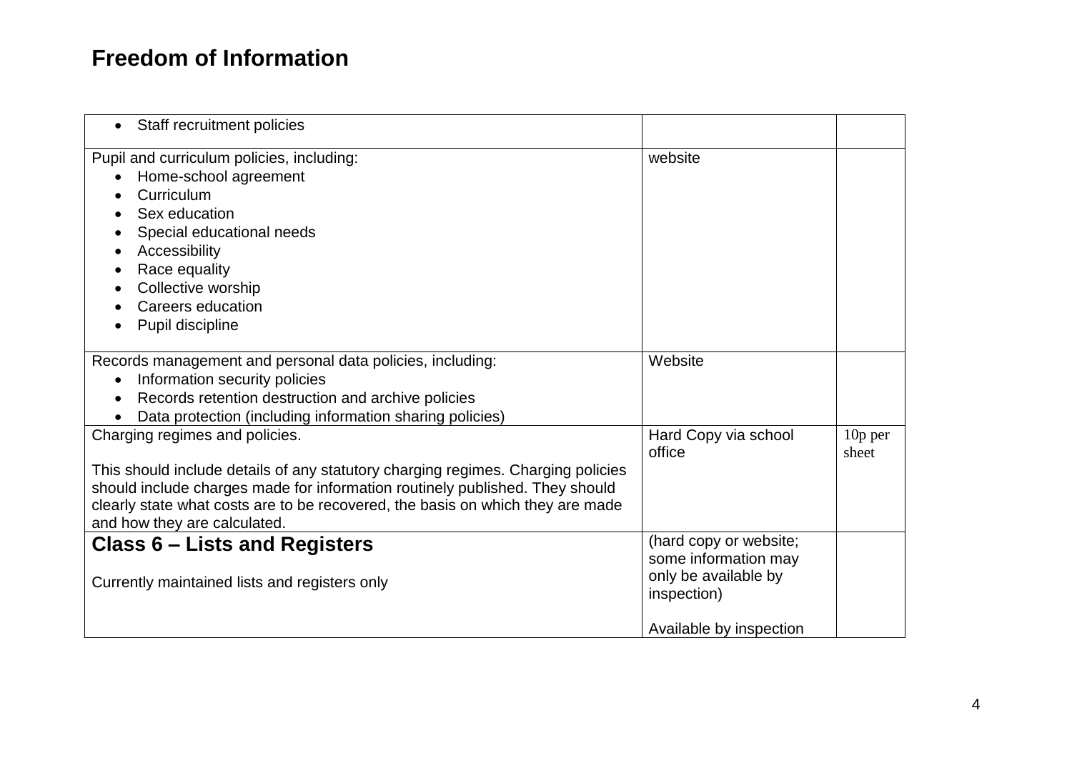# Freedom of Information

| | | |
|---|---|---|
| • Staff recruitment policies | | |
| Pupil and curriculum policies, including:<br>• Home-school agreement<br>• Curriculum<br>• Sex education<br>• Special educational needs<br>• Accessibility<br>• Race equality<br>• Collective worship<br>• Careers education<br>• Pupil discipline | website | |
| Records management and personal data policies, including:<br>• Information security policies<br>• Records retention destruction and archive policies<br>• Data protection (including information sharing policies) | Website | |
| Charging regimes and policies.<br><br>This should include details of any statutory charging regimes. Charging policies should include charges made for information routinely published. They should clearly state what costs are to be recovered, the basis on which they are made and how they are calculated. | Hard Copy via school office | 10p per sheet |
| **Class 6 – Lists and Registers**<br><br>Currently maintained lists and registers only | (hard copy or website; some information may only be available by inspection)<br><br>Available by inspection | |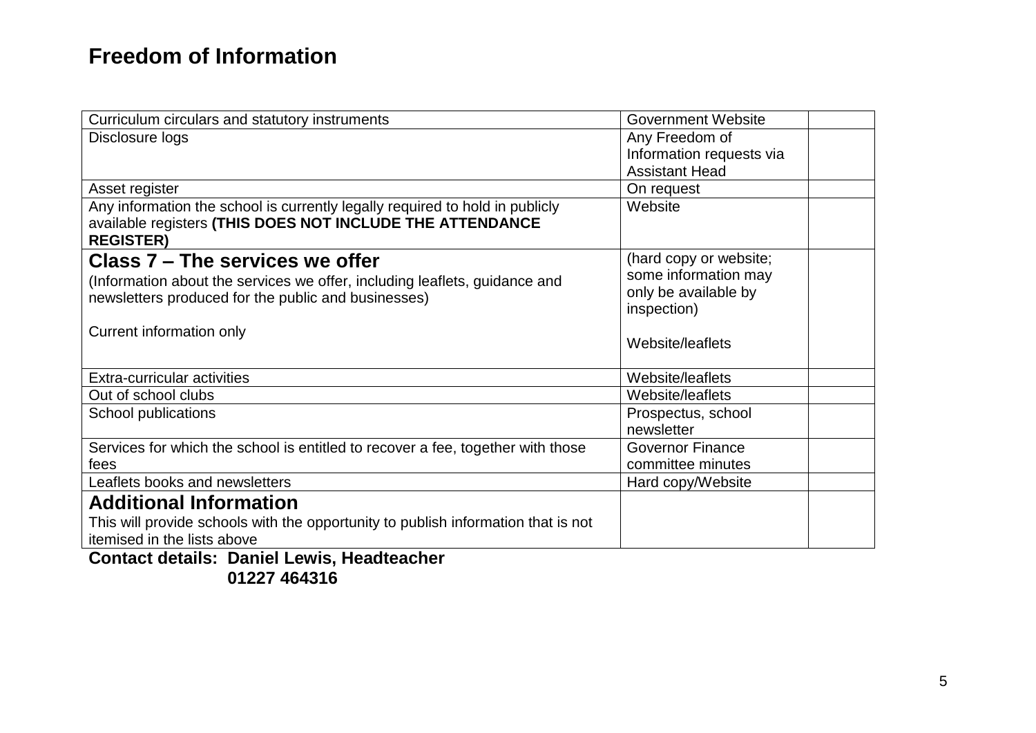# Freedom of Information

| | | |
|---|---|---|
| Curriculum circulars and statutory instruments | Government Website | |
| Disclosure logs | Any Freedom of Information requests via Assistant Head | |
| Asset register | On request | |
| Any information the school is currently legally required to hold in publicly available registers **(THIS DOES NOT INCLUDE THE ATTENDANCE REGISTER)** | Website | |
| **Class 7 – The services we offer**<br>(Information about the services we offer, including leaflets, guidance and newsletters produced for the public and businesses)<br><br>Current information only | (hard copy or website; some information may only be available by inspection)<br><br>Website/leaflets | |
| Extra-curricular activities | Website/leaflets | |
| Out of school clubs | Website/leaflets | |
| School publications | Prospectus, school newsletter | |
| Services for which the school is entitled to recover a fee, together with those fees | Governor Finance committee minutes | |
| Leaflets books and newsletters | Hard copy/Website | |
| **Additional Information**<br>This will provide schools with the opportunity to publish information that is not itemised in the lists above | | |

**Contact details: Daniel Lewis, Headteacher**
**01227 464316**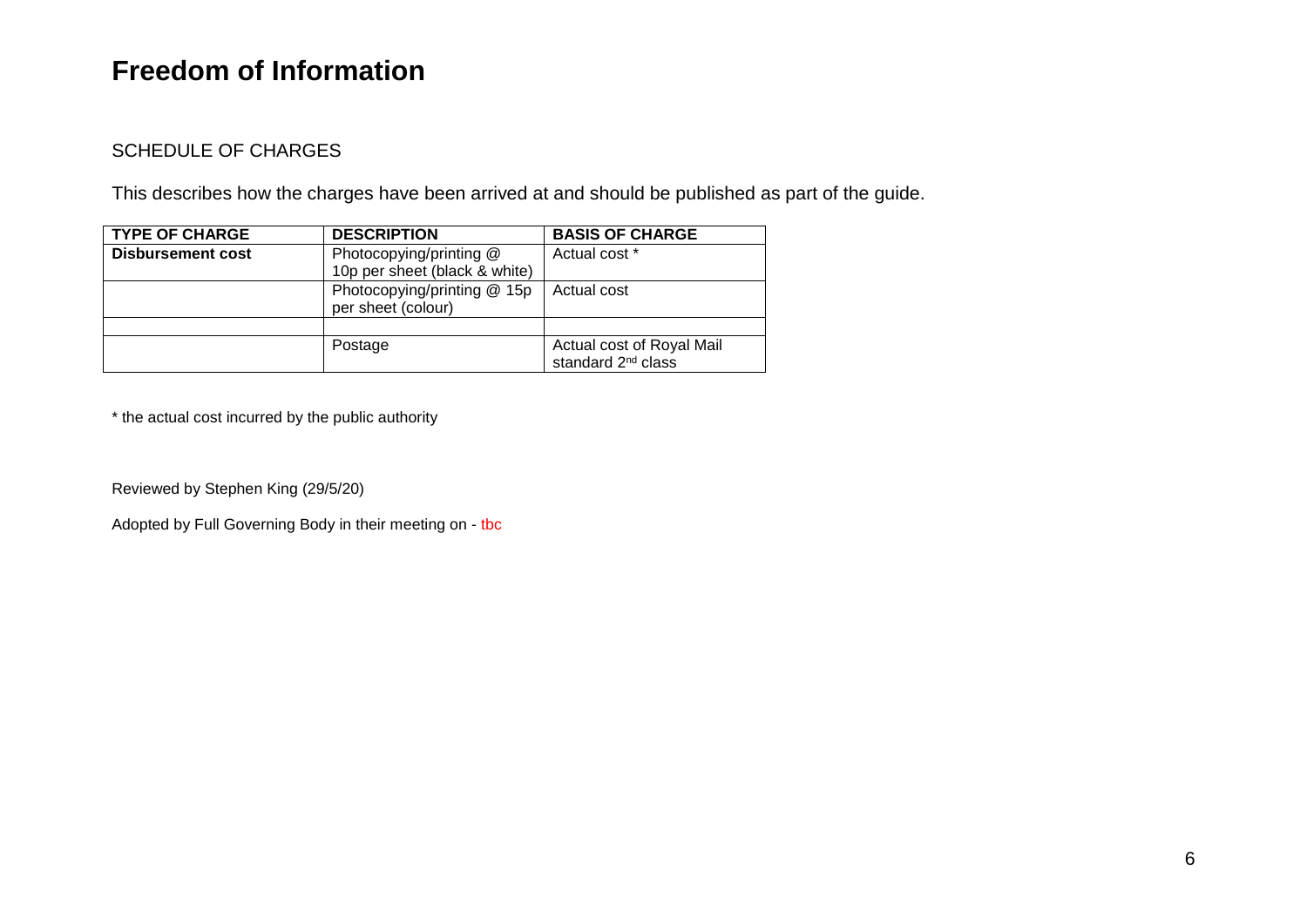# Freedom of Information

SCHEDULE OF CHARGES

This describes how the charges have been arrived at and should be published as part of the guide.

| TYPE OF CHARGE | DESCRIPTION | BASIS OF CHARGE |
|---|---|---|
| **Disbursement cost** | Photocopying/printing @ 10p per sheet (black & white) | Actual cost * |
| | Photocopying/printing @ 15p per sheet (colour) | Actual cost |
| | | |
| | Postage | Actual cost of Royal Mail standard 2nd class |

* the actual cost incurred by the public authority

Reviewed by Stephen King (29/5/20)

Adopted by Full Governing Body in their meeting on - tbc